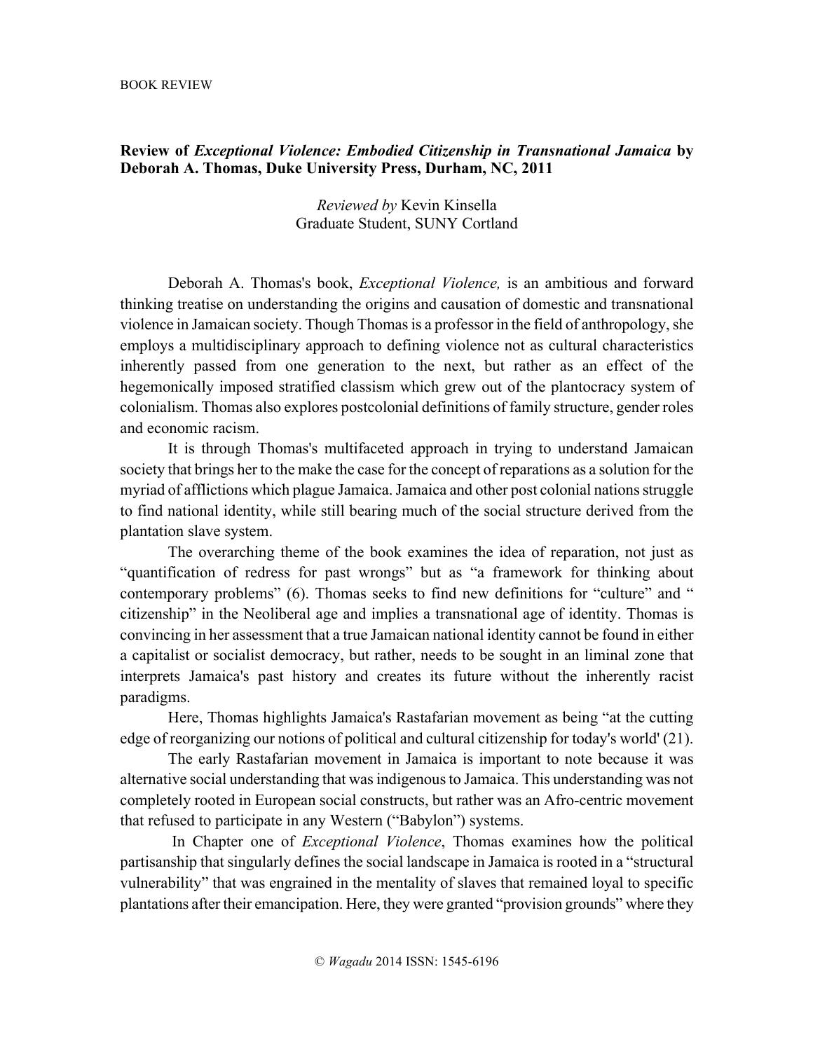BOOK REVIEW

**Review of *Exceptional Violence: Embodied Citizenship in Transnational Jamaica* by Deborah A. Thomas, Duke University Press, Durham, NC, 2011**

*Reviewed by* Kevin Kinsella
Graduate Student, SUNY Cortland

Deborah A. Thomas's book, *Exceptional Violence,* is an ambitious and forward thinking treatise on understanding the origins and causation of domestic and transnational violence in Jamaican society. Though Thomas is a professor in the field of anthropology, she employs a multidisciplinary approach to defining violence not as cultural characteristics inherently passed from one generation to the next, but rather as an effect of the hegemonically imposed stratified classism which grew out of the plantocracy system of colonialism. Thomas also explores postcolonial definitions of family structure, gender roles and economic racism.

It is through Thomas's multifaceted approach in trying to understand Jamaican society that brings her to the make the case for the concept of reparations as a solution for the myriad of afflictions which plague Jamaica. Jamaica and other post colonial nations struggle to find national identity, while still bearing much of the social structure derived from the plantation slave system.

The overarching theme of the book examines the idea of reparation, not just as "quantification of redress for past wrongs" but as "a framework for thinking about contemporary problems" (6). Thomas seeks to find new definitions for "culture" and " citizenship" in the Neoliberal age and implies a transnational age of identity. Thomas is convincing in her assessment that a true Jamaican national identity cannot be found in either a capitalist or socialist democracy, but rather, needs to be sought in an liminal zone that interprets Jamaica's past history and creates its future without the inherently racist paradigms.

Here, Thomas highlights Jamaica's Rastafarian movement as being "at the cutting edge of reorganizing our notions of political and cultural citizenship for today's world' (21).

The early Rastafarian movement in Jamaica is important to note because it was alternative social understanding that was indigenous to Jamaica. This understanding was not completely rooted in European social constructs, but rather was an Afro-centric movement that refused to participate in any Western ("Babylon") systems.

In Chapter one of *Exceptional Violence*, Thomas examines how the political partisanship that singularly defines the social landscape in Jamaica is rooted in a "structural vulnerability" that was engrained in the mentality of slaves that remained loyal to specific plantations after their emancipation. Here, they were granted "provision grounds" where they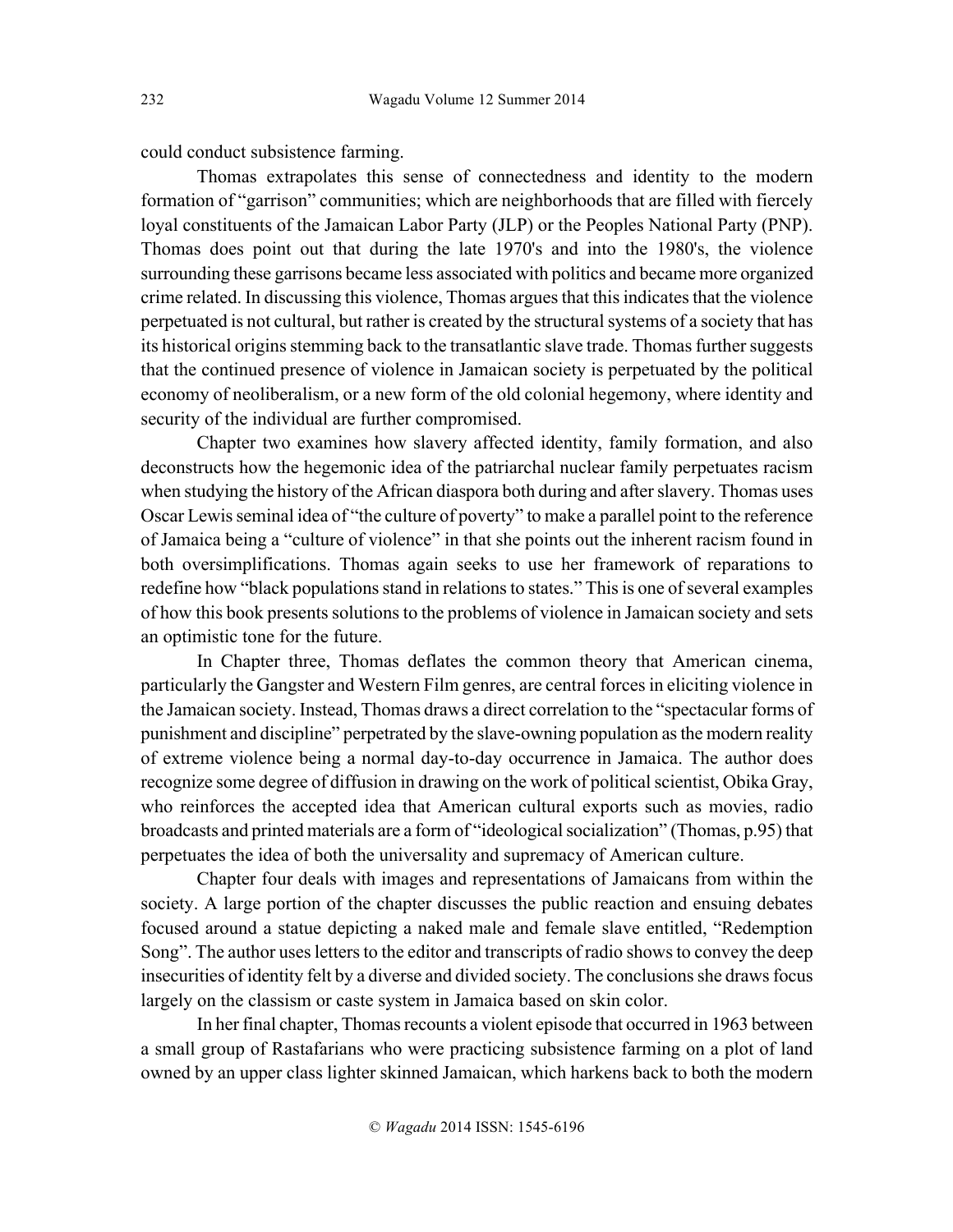could conduct subsistence farming.

Thomas extrapolates this sense of connectedness and identity to the modern formation of "garrison" communities; which are neighborhoods that are filled with fiercely loyal constituents of the Jamaican Labor Party (JLP) or the Peoples National Party (PNP). Thomas does point out that during the late 1970's and into the 1980's, the violence surrounding these garrisons became less associated with politics and became more organized crime related. In discussing this violence, Thomas argues that this indicates that the violence perpetuated is not cultural, but rather is created by the structural systems of a society that has its historical origins stemming back to the transatlantic slave trade. Thomas further suggests that the continued presence of violence in Jamaican society is perpetuated by the political economy of neoliberalism, or a new form of the old colonial hegemony, where identity and security of the individual are further compromised.

Chapter two examines how slavery affected identity, family formation, and also deconstructs how the hegemonic idea of the patriarchal nuclear family perpetuates racism when studying the history of the African diaspora both during and after slavery. Thomas uses Oscar Lewis seminal idea of "the culture of poverty" to make a parallel point to the reference of Jamaica being a "culture of violence" in that she points out the inherent racism found in both oversimplifications. Thomas again seeks to use her framework of reparations to redefine how "black populations stand in relations to states." This is one of several examples of how this book presents solutions to the problems of violence in Jamaican society and sets an optimistic tone for the future.

In Chapter three, Thomas deflates the common theory that American cinema, particularly the Gangster and Western Film genres, are central forces in eliciting violence in the Jamaican society. Instead, Thomas draws a direct correlation to the "spectacular forms of punishment and discipline" perpetrated by the slave-owning population as the modern reality of extreme violence being a normal day-to-day occurrence in Jamaica. The author does recognize some degree of diffusion in drawing on the work of political scientist, Obika Gray, who reinforces the accepted idea that American cultural exports such as movies, radio broadcasts and printed materials are a form of "ideological socialization" (Thomas, p.95) that perpetuates the idea of both the universality and supremacy of American culture.

Chapter four deals with images and representations of Jamaicans from within the society. A large portion of the chapter discusses the public reaction and ensuing debates focused around a statue depicting a naked male and female slave entitled, "Redemption Song". The author uses letters to the editor and transcripts of radio shows to convey the deep insecurities of identity felt by a diverse and divided society. The conclusions she draws focus largely on the classism or caste system in Jamaica based on skin color.

In her final chapter, Thomas recounts a violent episode that occurred in 1963 between a small group of Rastafarians who were practicing subsistence farming on a plot of land owned by an upper class lighter skinned Jamaican, which harkens back to both the modern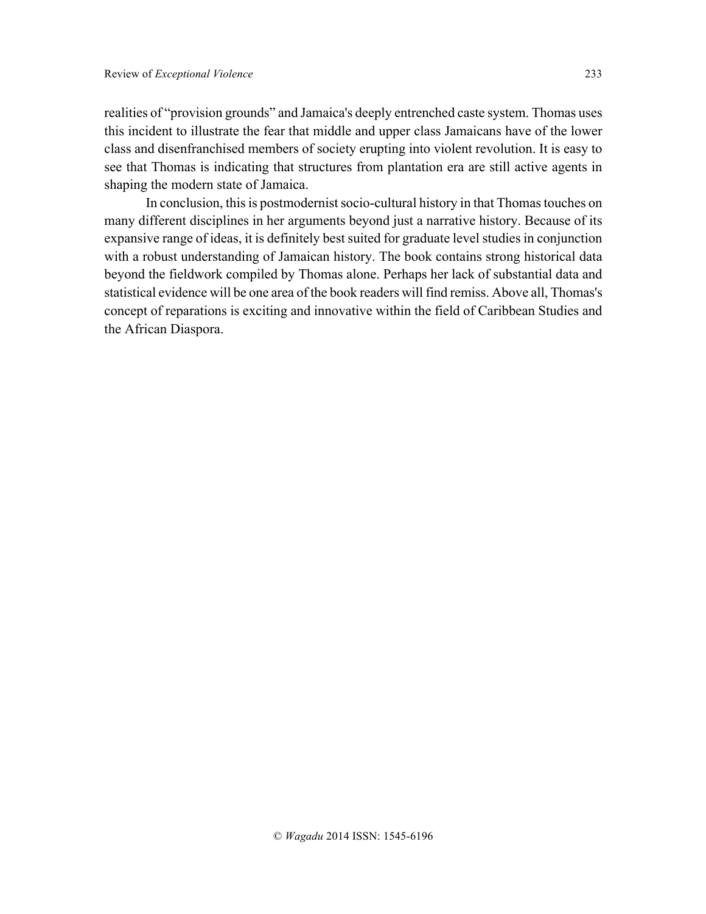realities of "provision grounds" and Jamaica's deeply entrenched caste system. Thomas uses this incident to illustrate the fear that middle and upper class Jamaicans have of the lower class and disenfranchised members of society erupting into violent revolution. It is easy to see that Thomas is indicating that structures from plantation era are still active agents in shaping the modern state of Jamaica.

In conclusion, this is postmodernist socio-cultural history in that Thomas touches on many different disciplines in her arguments beyond just a narrative history. Because of its expansive range of ideas, it is definitely best suited for graduate level studies in conjunction with a robust understanding of Jamaican history. The book contains strong historical data beyond the fieldwork compiled by Thomas alone. Perhaps her lack of substantial data and statistical evidence will be one area of the book readers will find remiss. Above all, Thomas's concept of reparations is exciting and innovative within the field of Caribbean Studies and the African Diaspora.